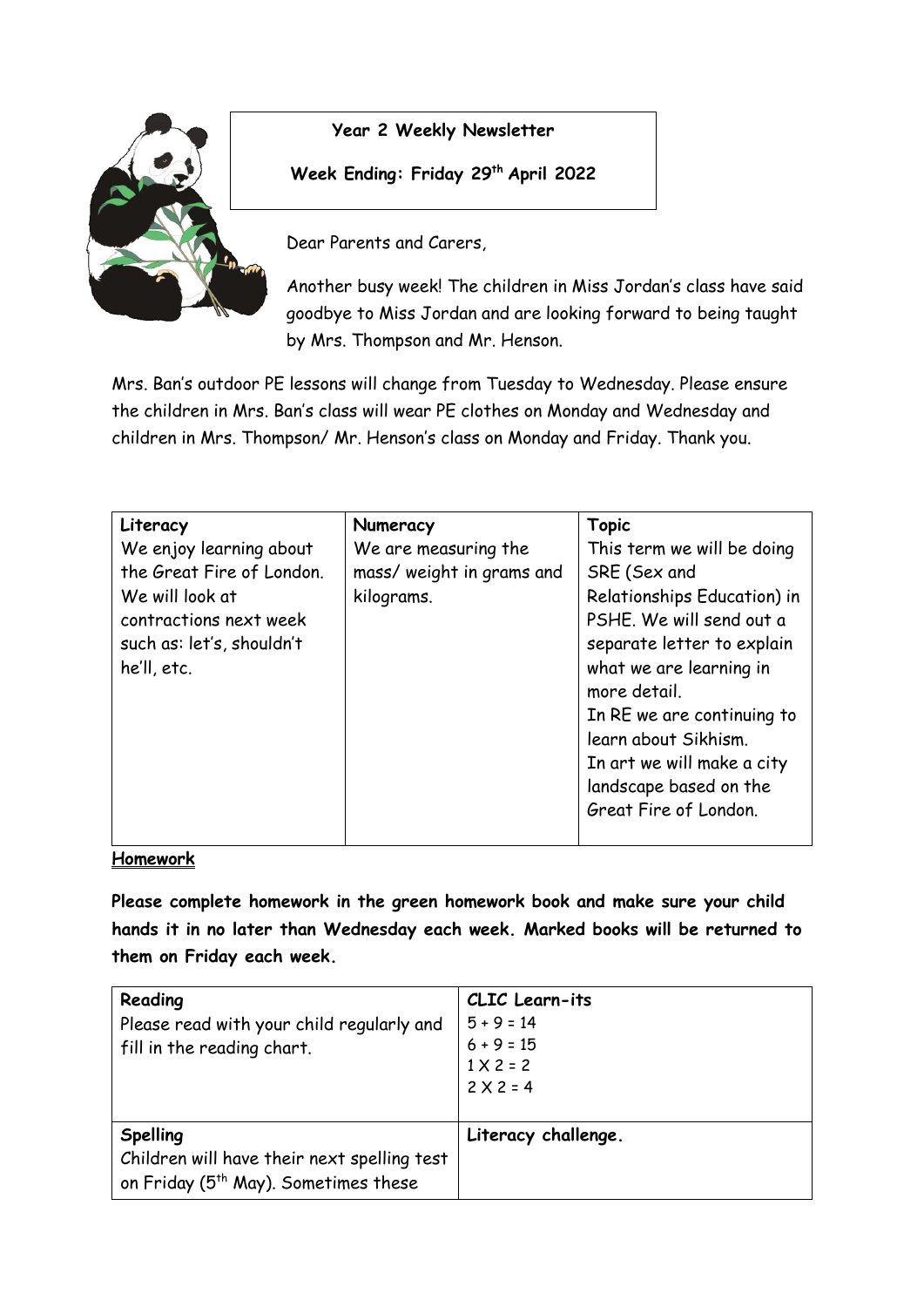**Year 2 Weekly Newsletter**

**Week Ending: Friday 29th April 2022**

Dear Parents and Carers,

Another busy week! The children in Miss Jordan's class have said goodbye to Miss Jordan and are looking forward to being taught by Mrs. Thompson and Mr. Henson.

Mrs. Ban's outdoor PE lessons will change from Tuesday to Wednesday. Please ensure the children in Mrs. Ban's class will wear PE clothes on Monday and Wednesday and children in Mrs. Thompson/ Mr. Henson's class on Monday and Friday. Thank you.

| **Literacy** | **Numeracy** | **Topic** |
|---|---|---|
| We enjoy learning about the Great Fire of London. We will look at contractions next week such as: let's, shouldn't he'll, etc. | We are measuring the mass/ weight in grams and kilograms. | This term we will be doing SRE (Sex and Relationships Education) in PSHE. We will send out a separate letter to explain what we are learning in more detail.<br>In RE we are continuing to learn about Sikhism.<br>In art we will make a city landscape based on the Great Fire of London. |

**Homework**

**Please complete homework in the green homework book and make sure your child hands it in no later than Wednesday each week. Marked books will be returned to them on Friday each week.**

| **Reading** | **CLIC Learn-its** |
|---|---|
| Please read with your child regularly and fill in the reading chart. | 5 + 9 = 14<br>6 + 9 = 15<br>1 X 2 = 2<br>2 X 2 = 4 |
| **Spelling**<br>Children will have their next spelling test on Friday (5th May). Sometimes these | **Literacy challenge.** |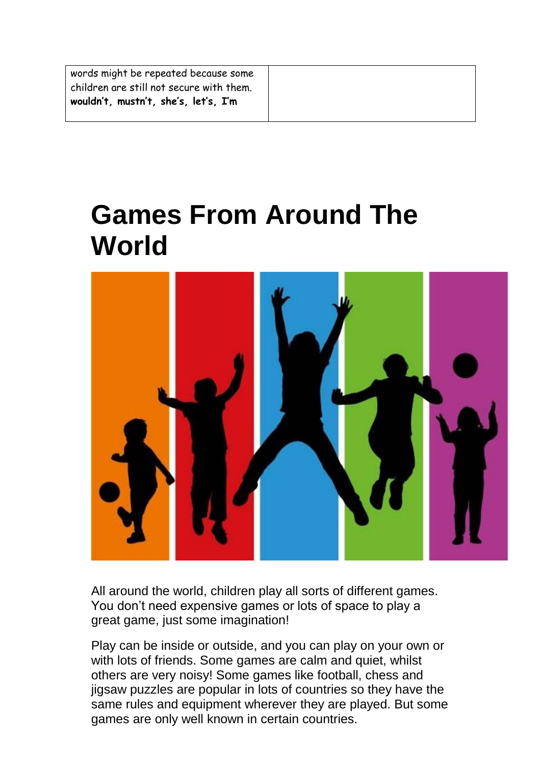| words might be repeated because some children are still not secure with them. **wouldn't, mustn't, she's, let's, I'm** | |
|---|---|

# Games From Around The World

All around the world, children play all sorts of different games. You don't need expensive games or lots of space to play a great game, just some imagination!

Play can be inside or outside, and you can play on your own or with lots of friends. Some games are calm and quiet, whilst others are very noisy! Some games like football, chess and jigsaw puzzles are popular in lots of countries so they have the same rules and equipment wherever they are played. But some games are only well known in certain countries.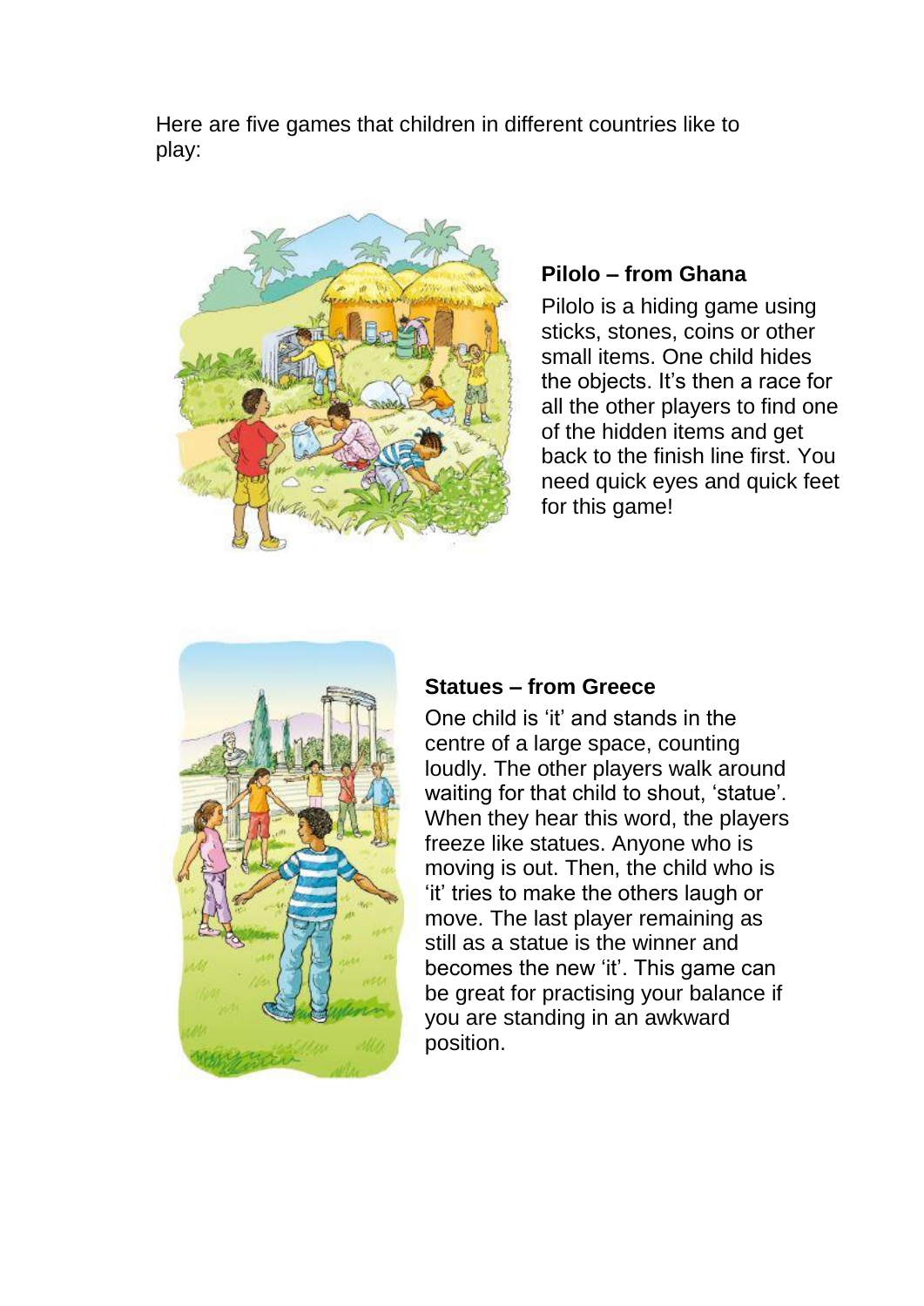Here are five games that children in different countries like to play:

**Pilolo – from Ghana**

Pilolo is a hiding game using sticks, stones, coins or other small items. One child hides the objects. It's then a race for all the other players to find one of the hidden items and get back to the finish line first. You need quick eyes and quick feet for this game!

**Statues – from Greece**

One child is 'it' and stands in the centre of a large space, counting loudly. The other players walk around waiting for that child to shout, 'statue'. When they hear this word, the players freeze like statues. Anyone who is moving is out. Then, the child who is 'it' tries to make the others laugh or move. The last player remaining as still as a statue is the winner and becomes the new 'it'. This game can be great for practising your balance if you are standing in an awkward position.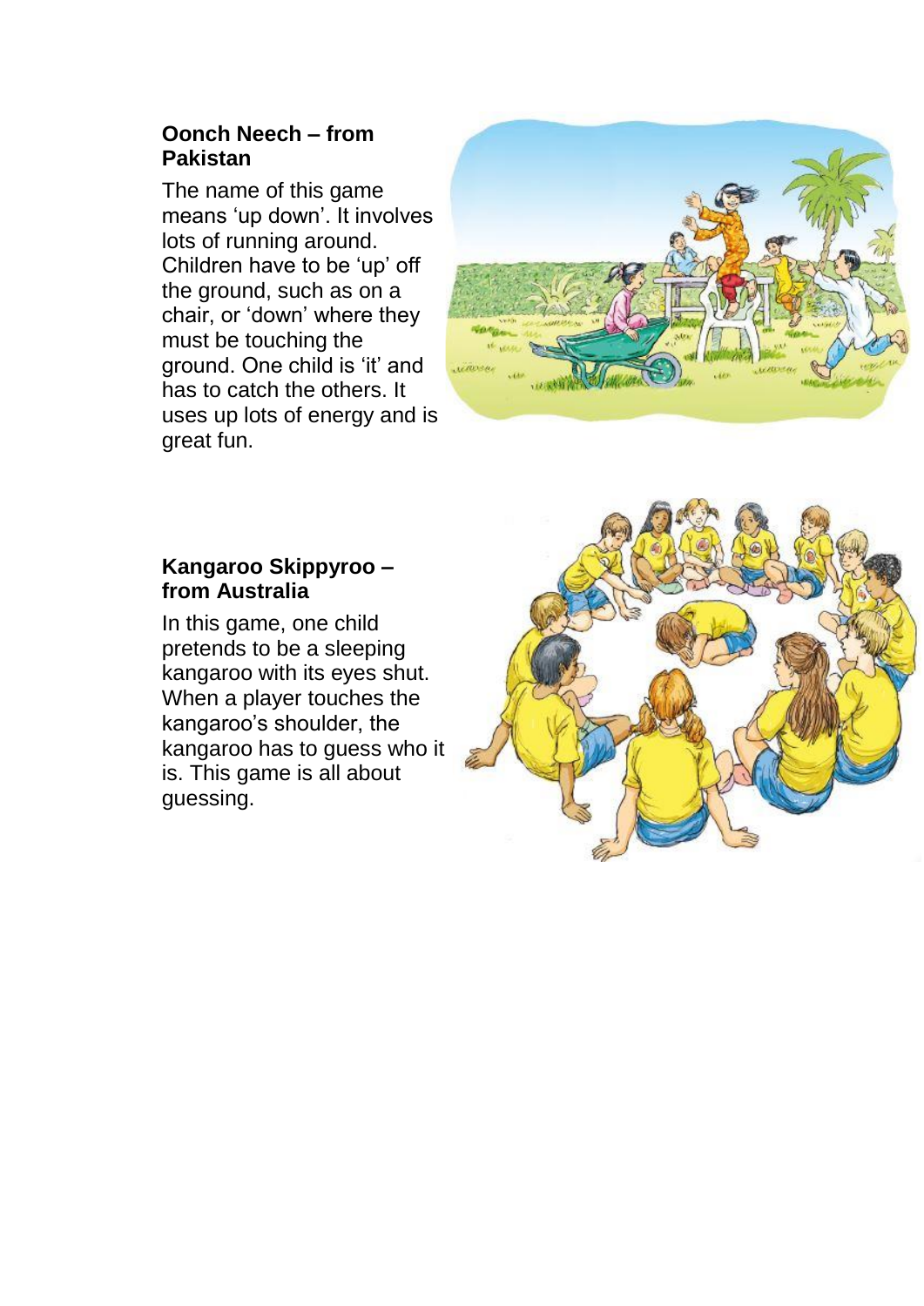## Oonch Neech – from Pakistan

The name of this game means 'up down'. It involves lots of running around. Children have to be 'up' off the ground, such as on a chair, or 'down' where they must be touching the ground. One child is 'it' and has to catch the others. It uses up lots of energy and is great fun.

## Kangaroo Skippyroo – from Australia

In this game, one child pretends to be a sleeping kangaroo with its eyes shut. When a player touches the kangaroo's shoulder, the kangaroo has to guess who it is. This game is all about guessing.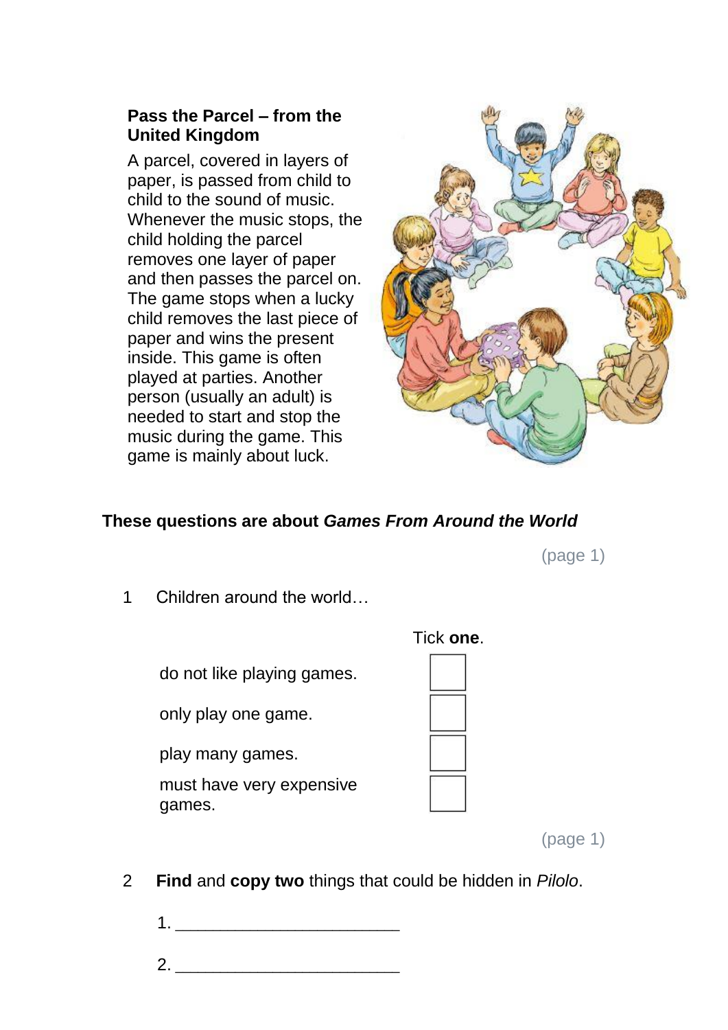**Pass the Parcel – from the United Kingdom**

A parcel, covered in layers of paper, is passed from child to child to the sound of music. Whenever the music stops, the child holding the parcel removes one layer of paper and then passes the parcel on. The game stops when a lucky child removes the last piece of paper and wins the present inside. This game is often played at parties. Another person (usually an adult) is needed to start and stop the music during the game. This game is mainly about luck.

**These questions are about *Games From Around the World***

(page 1)

1 Children around the world…

Tick **one**.

- do not like playing games. ☐
- only play one game. ☐
- play many games. ☐
- must have very expensive games. ☐

(page 1)

2 **Find** and **copy two** things that could be hidden in *Pilolo*.

1. ________________________

2. ________________________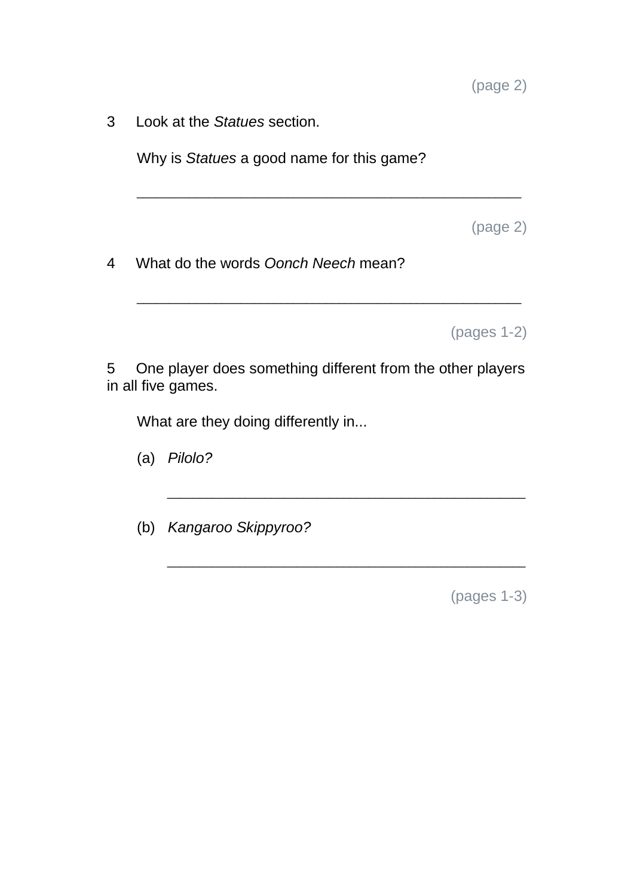(page 2)

3 Look at the *Statues* section.

Why is *Statues* a good name for this game?

_______________________________________________

(page 2)

4 What do the words *Oonch Neech* mean?

_______________________________________________

(pages 1-2)

5 One player does something different from the other players in all five games.

What are they doing differently in...

(a) *Pilolo?*

_______________________________________________

(b) *Kangaroo Skippyroo?*

_______________________________________________

(pages 1-3)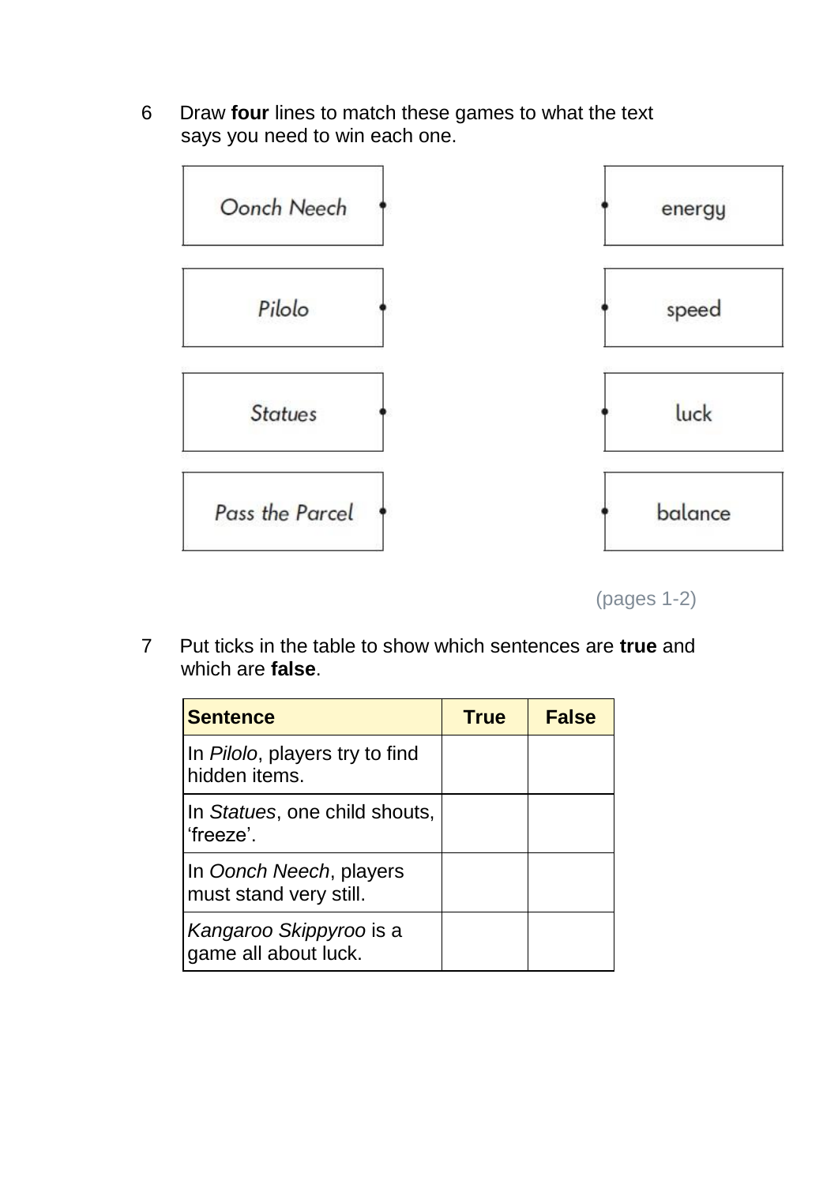6 Draw **four** lines to match these games to what the text says you need to win each one.

| Game | | Need |
|---|---|---|
| Oonch Neech | | energy |
| Pilolo | | speed |
| Statues | | luck |
| Pass the Parcel | | balance |

(pages 1-2)

7 Put ticks in the table to show which sentences are **true** and which are **false**.

| Sentence | True | False |
|---|---|---|
| In *Pilolo*, players try to find hidden items. | | |
| In *Statues*, one child shouts, 'freeze'. | | |
| In *Oonch Neech*, players must stand very still. | | |
| *Kangaroo Skippyroo* is a game all about luck. | | |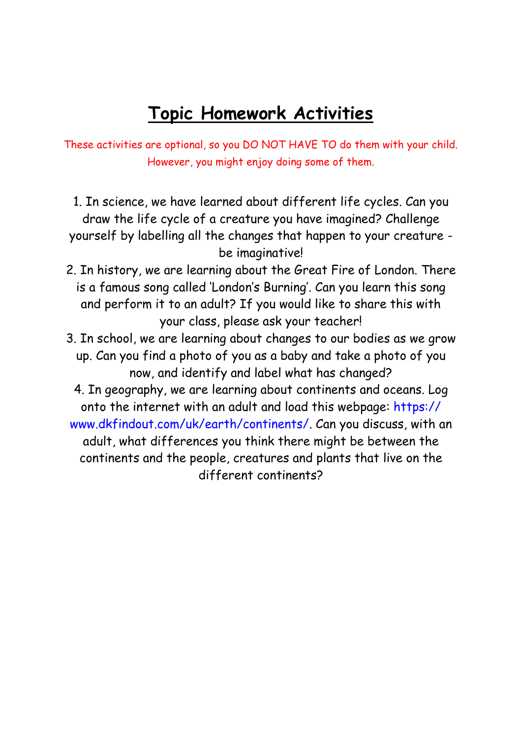# Topic Homework Activities

These activities are optional, so you DO NOT HAVE TO do them with your child. However, you might enjoy doing some of them.

1. In science, we have learned about different life cycles. Can you draw the life cycle of a creature you have imagined? Challenge yourself by labelling all the changes that happen to your creature - be imaginative!
2. In history, we are learning about the Great Fire of London. There is a famous song called 'London's Burning'. Can you learn this song and perform it to an adult? If you would like to share this with your class, please ask your teacher!
3. In school, we are learning about changes to our bodies as we grow up. Can you find a photo of you as a baby and take a photo of you now, and identify and label what has changed?
4. In geography, we are learning about continents and oceans. Log onto the internet with an adult and load this webpage: https://www.dkfindout.com/uk/earth/continents/. Can you discuss, with an adult, what differences you think there might be between the continents and the people, creatures and plants that live on the different continents?